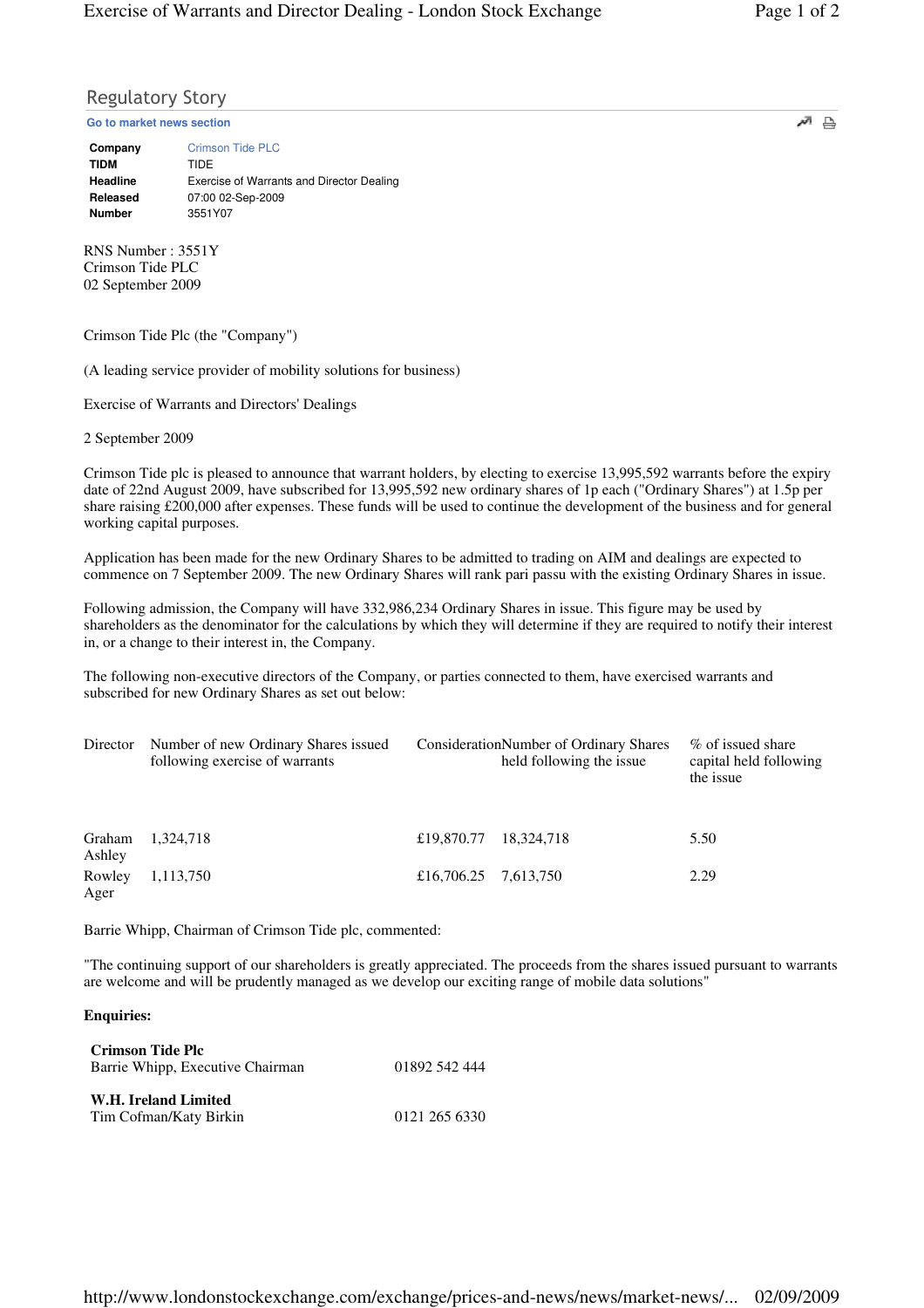## Regulatory Story

**Go to market news section**

| | |
|---|---|
| **Company** | Crimson Tide PLC |
| **TIDM** | TIDE |
| **Headline** | Exercise of Warrants and Director Dealing |
| **Released** | 07:00 02-Sep-2009 |
| **Number** | 3551Y07 |

RNS Number : 3551Y
Crimson Tide PLC
02 September 2009

Crimson Tide Plc (the "Company")

(A leading service provider of mobility solutions for business)

Exercise of Warrants and Directors' Dealings

2 September 2009

Crimson Tide plc is pleased to announce that warrant holders, by electing to exercise 13,995,592 warrants before the expiry date of 22nd August 2009, have subscribed for 13,995,592 new ordinary shares of 1p each ("Ordinary Shares") at 1.5p per share raising £200,000 after expenses. These funds will be used to continue the development of the business and for general working capital purposes.

Application has been made for the new Ordinary Shares to be admitted to trading on AIM and dealings are expected to commence on 7 September 2009. The new Ordinary Shares will rank pari passu with the existing Ordinary Shares in issue.

Following admission, the Company will have 332,986,234 Ordinary Shares in issue. This figure may be used by shareholders as the denominator for the calculations by which they will determine if they are required to notify their interest in, or a change to their interest in, the Company.

The following non-executive directors of the Company, or parties connected to them, have exercised warrants and subscribed for new Ordinary Shares as set out below:

| Director | Number of new Ordinary Shares issued following exercise of warrants | Consideration | Number of Ordinary Shares held following the issue | % of issued share capital held following the issue |
|---|---|---|---|---|
| Graham Ashley | 1,324,718 | £19,870.77 | 18,324,718 | 5.50 |
| Rowley Ager | 1,113,750 | £16,706.25 | 7,613,750 | 2.29 |

Barrie Whipp, Chairman of Crimson Tide plc, commented:

"The continuing support of our shareholders is greatly appreciated. The proceeds from the shares issued pursuant to warrants are welcome and will be prudently managed as we develop our exciting range of mobile data solutions"

**Enquiries:**

| | |
|---|---|
| **Crimson Tide Plc** | |
| Barrie Whipp, Executive Chairman | 01892 542 444 |
| **W.H. Ireland Limited** | |
| Tim Cofman/Katy Birkin | 0121 265 6330 |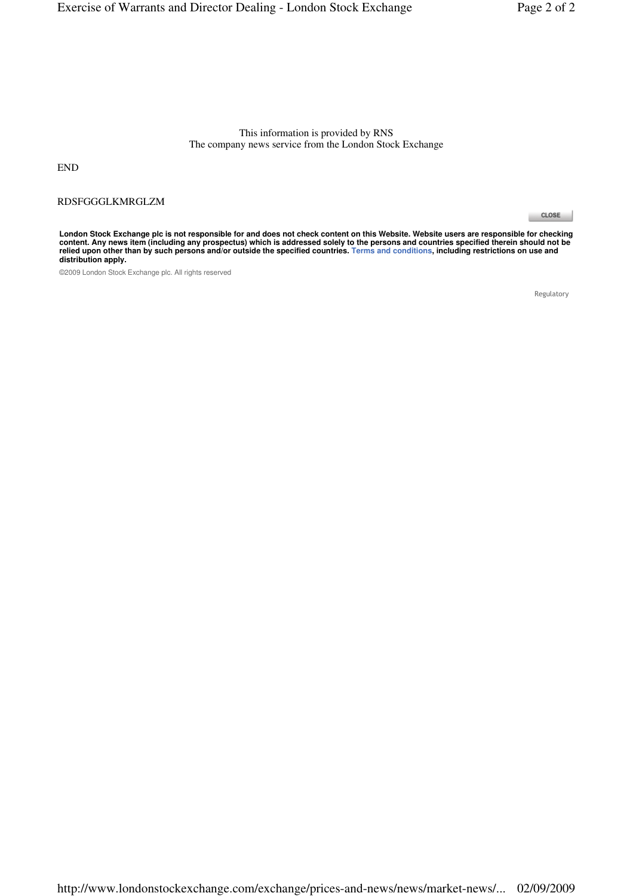This information is provided by RNS
The company news service from the London Stock Exchange

END

RDSFGGGLKMRGLZM

CLOSE

**London Stock Exchange plc is not responsible for and does not check content on this Website. Website users are responsible for checking content. Any news item (including any prospectus) which is addressed solely to the persons and countries specified therein should not be relied upon other than by such persons and/or outside the specified countries. Terms and conditions, including restrictions on use and distribution apply.**

©2009 London Stock Exchange plc. All rights reserved

Regulatory